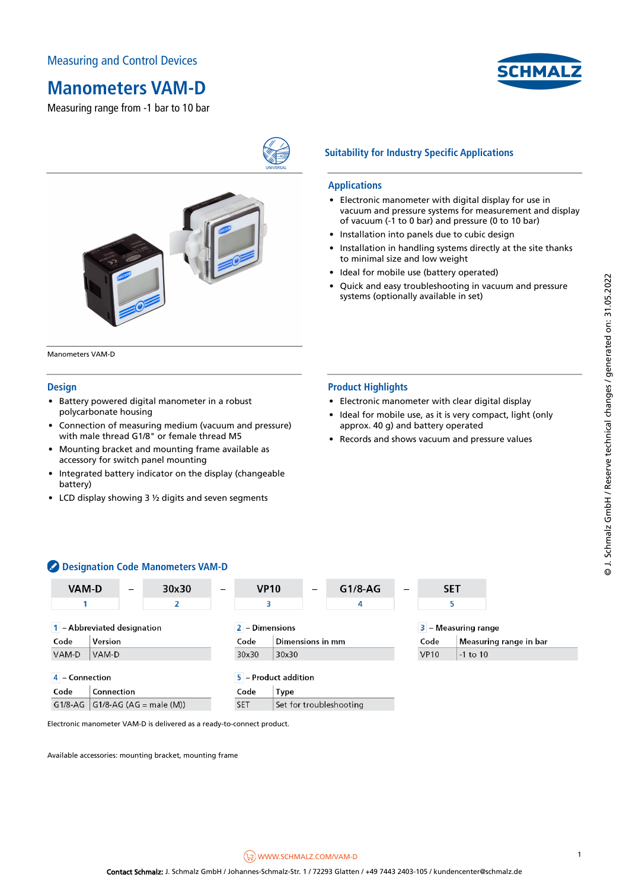Measuring and Control Devices

# Manometers VAM-D

Measuring range from -1 bar to 10 bar

UNIVERSAL

Manometers VAM-D

## Suitability for Industry Specific Applications

## Applications

- Electronic manometer with digital display for use in vacuum and pressure systems for measurement and display of vacuum (-1 to 0 bar) and pressure (0 to 10 bar)
- Installation into panels due to cubic design
- Installation in handling systems directly at the site thanks to minimal size and low weight
- Ideal for mobile use (battery operated)
- Quick and easy troubleshooting in vacuum and pressure systems (optionally available in set)

## Design

- Battery powered digital manometer in a robust polycarbonate housing
- Connection of measuring medium (vacuum and pressure) with male thread G1/8" or female thread M5
- Mounting bracket and mounting frame available as accessory for switch panel mounting
- Integrated battery indicator on the display (changeable battery)
- LCD display showing 3 ½ digits and seven segments

## Product Highlights

- Electronic manometer with clear digital display
- Ideal for mobile use, as it is very compact, light (only approx. 40 g) and battery operated
- Records and shows vacuum and pressure values

## Designation Code Manometers VAM-D

| VAM-D | – | 30x30 | – | VP10 | – | G1/8-AG | – | SET |
|---|---|---|---|---|---|---|---|---|
| 1 | | 2 | | 3 | | 4 | | 5 |

1 – Abbreviated designation

| Code | Version |
|---|---|
| VAM-D | VAM-D |

2 – Dimensions

| Code | Dimensions in mm |
|---|---|
| 30x30 | 30x30 |

3 – Measuring range

| Code | Measuring range in bar |
|---|---|
| VP10 | -1 to 10 |

4 – Connection

| Code | Connection |
|---|---|
| G1/8-AG | G1/8-AG (AG = male (M)) |

5 – Product addition

| Code | Type |
|---|---|
| SET | Set for troubleshooting |

Electronic manometer VAM-D is delivered as a ready-to-connect product.

Available accessories: mounting bracket, mounting frame

WWW.SCHMALZ.COM/VAM-D

**Contact Schmalz:** J. Schmalz GmbH / Johannes-Schmalz-Str. 1 / 72293 Glatten / +49 7443 2403-105 / kundencenter@schmalz.de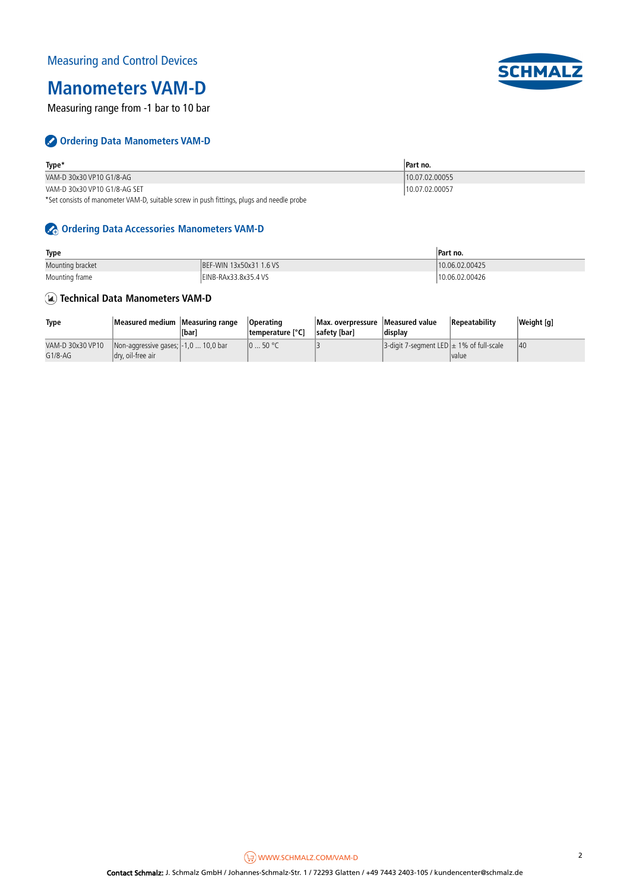Measuring and Control Devices

# Manometers VAM-D

Measuring range from -1 bar to 10 bar

## Ordering Data Manometers VAM-D

| Type* | Part no. |
|---|---|
| VAM-D 30x30 VP10 G1/8-AG | 10.07.02.00055 |
| VAM-D 30x30 VP10 G1/8-AG SET | 10.07.02.00057 |

*Set consists of manometer VAM-D, suitable screw in push fittings, plugs and needle probe

## Ordering Data Accessories Manometers VAM-D

| Type | | Part no. |
|---|---|---|
| Mounting bracket | BEF-WIN 13x50x31 1.6 VS | 10.06.02.00425 |
| Mounting frame | EINB-RAx33.8x35.4 VS | 10.06.02.00426 |

## Technical Data Manometers VAM-D

| Type | Measured medium | Measuring range [bar] | Operating temperature [°C] | Max. overpressure safety [bar] | Measured value display | Repeatability | Weight [g] |
|---|---|---|---|---|---|---|---|
| VAM-D 30x30 VP10 G1/8-AG | Non-aggressive gases; dry, oil-free air | -1,0 ... 10,0 bar | 0 ... 50 °C | 3 | 3-digit 7-segment LED | ± 1% of full-scale value | 40 |

WWW.SCHMALZ.COM/VAM-D

**Contact Schmalz:** J. Schmalz GmbH / Johannes-Schmalz-Str. 1 / 72293 Glatten / +49 7443 2403-105 / kundencenter@schmalz.de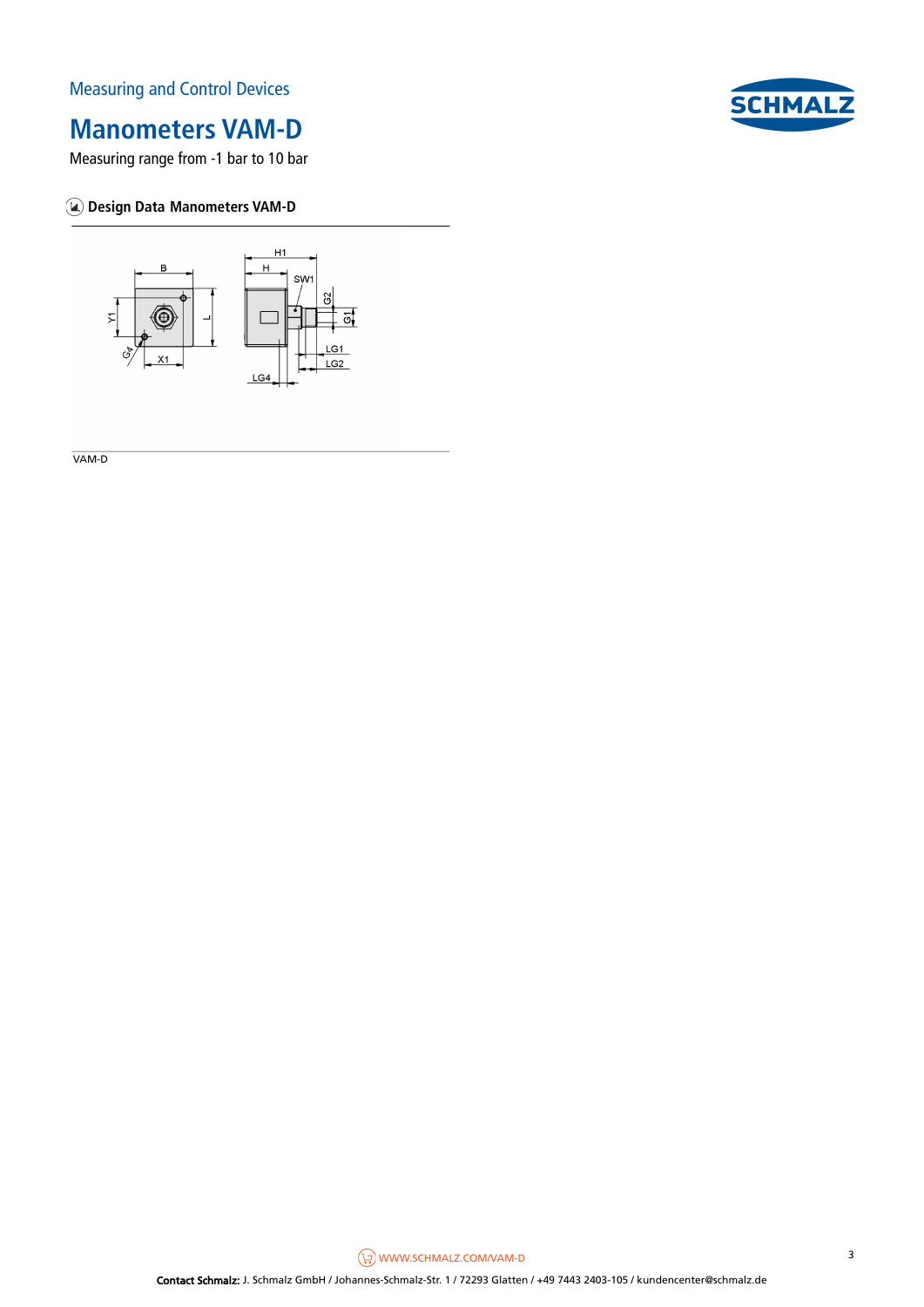Measuring and Control Devices

# Manometers VAM-D

Measuring range from -1 bar to 10 bar

## Design Data Manometers VAM-D

B
H1
H
SW1
G2
G1
Y1
L
G4
X1
LG1
LG2
LG4

VAM-D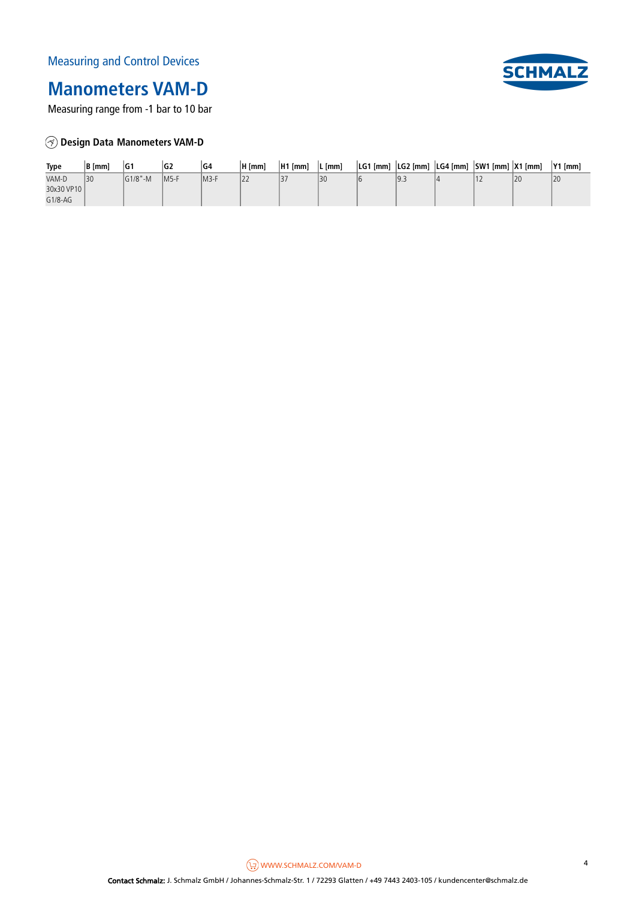Measuring and Control Devices

# Manometers VAM-D

Measuring range from -1 bar to 10 bar

## Design Data Manometers VAM-D

| Type | B [mm] | G1 | G2 | G4 | H [mm] | H1 [mm] | L [mm] | LG1 [mm] | LG2 [mm] | LG4 [mm] | SW1 [mm] | X1 [mm] | Y1 [mm] |
|---|---|---|---|---|---|---|---|---|---|---|---|---|---|
| VAM-D 30x30 VP10 G1/8-AG | 30 | G1/8"-M | M5-F | M3-F | 22 | 37 | 30 | 6 | 9.3 | 4 | 12 | 20 | 20 |

WWW.SCHMALZ.COM/VAM-D

**Contact Schmalz:** J. Schmalz GmbH / Johannes-Schmalz-Str. 1 / 72293 Glatten / +49 7443 2403-105 / kundencenter@schmalz.de